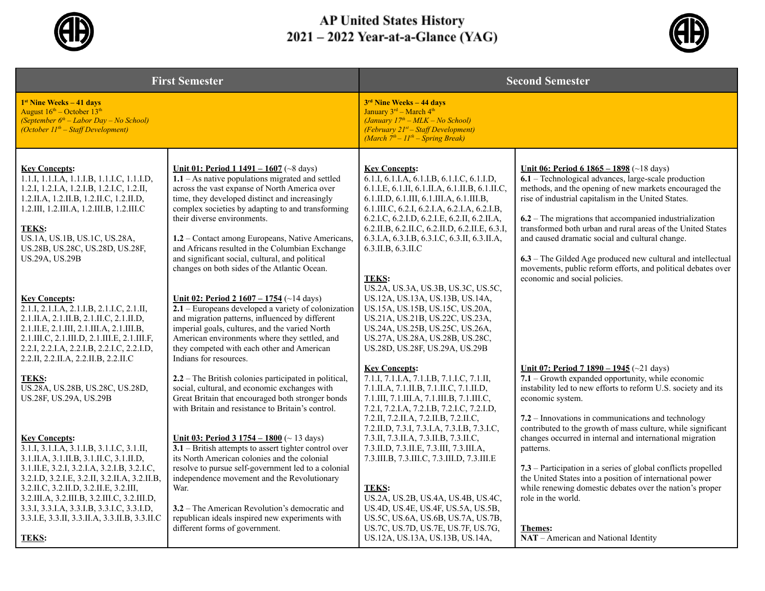# AP United States History
# 2021 – 2022 Year-at-a-Glance (YAG)

## First Semester

**1st Nine Weeks – 41 days**
August 16th – October 13th
*(September 6th – Labor Day – No School)*
*(October 11th – Staff Development)*

**Key Concepts:**
1.1.I, 1.1.I.A, 1.1.I.B, 1.1.I.C, 1.1.I.D, 1.2.I, 1.2.I.A, 1.2.I.B, 1.2.I.C, 1.2.II, 1.2.II.A, 1.2.II.B, 1.2.II.C, 1.2.II.D, 1.2.III, 1.2.III.A, 1.2.III.B, 1.2.III.C

**TEKS:**
US.1A, US.1B, US.1C, US.28A, US.28B, US.28C, US.28D, US.28F, US.29A, US.29B

**Unit 01: Period 1 1491 – 1607** (~8 days)

**1.1** – As native populations migrated and settled across the vast expanse of North America over time, they developed distinct and increasingly complex societies by adapting to and transforming their diverse environments.

**1.2** – Contact among Europeans, Native Americans, and Africans resulted in the Columbian Exchange and significant social, cultural, and political changes on both sides of the Atlantic Ocean.

**Key Concepts:**
2.1.I, 2.1.I.A, 2.1.I.B, 2.1.I.C, 2.1.II, 2.1.II.A, 2.1.II.B, 2.1.II.C, 2.1.II.D, 2.1.II.E, 2.1.III, 2.1.III.A, 2.1.III.B, 2.1.III.C, 2.1.III.D, 2.1.III.E, 2.1.III.F, 2.2.I, 2.2.I.A, 2.2.I.B, 2.2.I.C, 2.2.I.D, 2.2.II, 2.2.II.A, 2.2.II.B, 2.2.II.C

**TEKS:**
US.28A, US.28B, US.28C, US.28D, US.28F, US.29A, US.29B

**Unit 02: Period 2 1607 – 1754** (~14 days)

**2.1** – Europeans developed a variety of colonization and migration patterns, influenced by different imperial goals, cultures, and the varied North American environments where they settled, and they competed with each other and American Indians for resources.

**2.2** – The British colonies participated in political, social, cultural, and economic exchanges with Great Britain that encouraged both stronger bonds with Britain and resistance to Britain's control.

**Key Concepts:**
3.1.I, 3.1.I.A, 3.1.I.B, 3.1.I.C, 3.1.II, 3.1.II.A, 3.1.II.B, 3.1.II.C, 3.1.II.D, 3.1.II.E, 3.2.I, 3.2.I.A, 3.2.I.B, 3.2.I.C, 3.2.I.D, 3.2.I.E, 3.2.II, 3.2.II.A, 3.2.II.B, 3.2.II.C, 3.2.II.D, 3.2.II.E, 3.2.III, 3.2.III.A, 3.2.III.B, 3.2.III.C, 3.2.III.D, 3.3.I, 3.3.I.A, 3.3.I.B, 3.3.I.C, 3.3.I.D, 3.3.I.E, 3.3.II, 3.3.II.A, 3.3.II.B, 3.3.II.C

**TEKS:**

**Unit 03: Period 3 1754 – 1800** (~ 13 days)

**3.1** – British attempts to assert tighter control over its North American colonies and the colonial resolve to pursue self-government led to a colonial independence movement and the Revolutionary War.

**3.2** – The American Revolution's democratic and republican ideals inspired new experiments with different forms of government.

## Second Semester

**3rd Nine Weeks – 44 days**
January 3rd – March 4th
*(January 17th – MLK – No School)*
*(February 21st – Staff Development)*
*(March 7th – 11th – Spring Break)*

**Key Concepts:**
6.1.I, 6.1.I.A, 6.1.I.B, 6.1.I.C, 6.1.I.D, 6.1.I.E, 6.1.II, 6.1.II.A, 6.1.II.B, 6.1.II.C, 6.1.II.D, 6.1.III, 6.1.III.A, 6.1.III.B, 6.1.III.C, 6.2.I, 6.2.I.A, 6.2.I.A, 6.2.I.B, 6.2.I.C, 6.2.I.D, 6.2.I.E, 6.2.II, 6.2.II.A, 6.2.II.B, 6.2.II.C, 6.2.II.D, 6.2.II.E, 6.3.I, 6.3.I.A, 6.3.I.B, 6.3.I.C, 6.3.II, 6.3.II.A, 6.3.II.B, 6.3.II.C

**TEKS:**
US.2A, US.3A, US.3B, US.3C, US.5C, US.12A, US.13A, US.13B, US.14A, US.15A, US.15B, US.15C, US.20A, US.21A, US.21B, US.22C, US.23A, US.24A, US.25B, US.25C, US.26A, US.27A, US.28A, US.28B, US.28C, US.28D, US.28F, US.29A, US.29B

**Unit 06: Period 6 1865 – 1898** (~18 days)

**6.1** – Technological advances, large-scale production methods, and the opening of new markets encouraged the rise of industrial capitalism in the United States.

**6.2** – The migrations that accompanied industrialization transformed both urban and rural areas of the United States and caused dramatic social and cultural change.

**6.3** – The Gilded Age produced new cultural and intellectual movements, public reform efforts, and political debates over economic and social policies.

**Key Concepts:**
7.1.I, 7.1.I.A, 7.1.I.B, 7.1.I.C, 7.1.II, 7.1.II.A, 7.1.II.B, 7.1.II.C, 7.1.II.D, 7.1.III, 7.1.III.A, 7.1.III.B, 7.1.III.C, 7.2.I, 7.2.I.A, 7.2.I.B, 7.2.I.C, 7.2.I.D, 7.2.II, 7.2.II.A, 7.2.II.B, 7.2.II.C, 7.2.II.D, 7.3.I, 7.3.I.A, 7.3.I.B, 7.3.I.C, 7.3.II, 7.3.II.A, 7.3.II.B, 7.3.II.C, 7.3.II.D, 7.3.II.E, 7.3.III, 7.3.III.A, 7.3.III.B, 7.3.III.C, 7.3.III.D, 7.3.III.E

**TEKS:**
US.2A, US.2B, US.4A, US.4B, US.4C, US.4D, US.4E, US.4F, US.5A, US.5B, US.5C, US.6A, US.6B, US.7A, US.7B, US.7C, US.7D, US.7E, US.7F, US.7G, US.12A, US.13A, US.13B, US.14A,

**Unit 07: Period 7 1890 – 1945** (~21 days)

**7.1** – Growth expanded opportunity, while economic instability led to new efforts to reform U.S. society and its economic system.

**7.2** – Innovations in communications and technology contributed to the growth of mass culture, while significant changes occurred in internal and international migration patterns.

**7.3** – Participation in a series of global conflicts propelled the United States into a position of international power while renewing domestic debates over the nation's proper role in the world.

**Themes:**
**NAT** – American and National Identity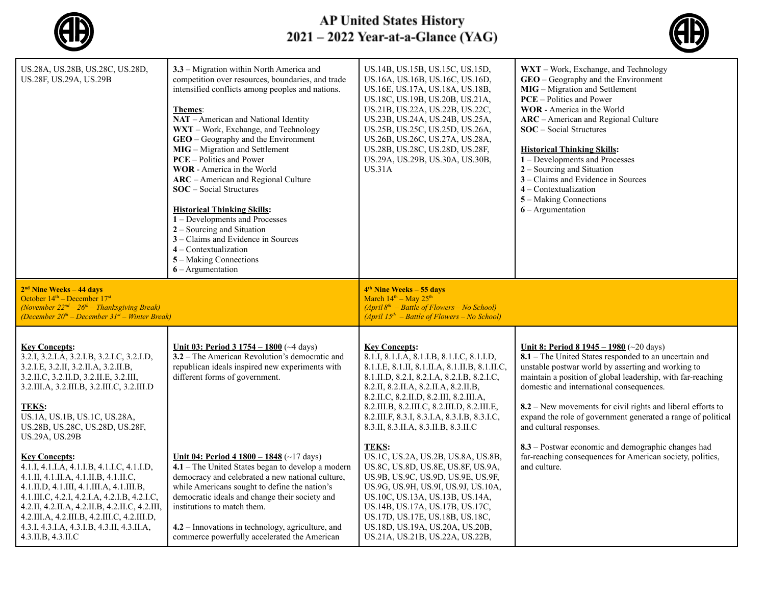# AP United States History
# 2021 – 2022 Year-at-a-Glance (YAG)

| | | | |
|---|---|---|---|
| US.28A, US.28B, US.28C, US.28D, US.28F, US.29A, US.29B | **3.3** – Migration within North America and competition over resources, boundaries, and trade intensified conflicts among peoples and nations.<br><br>**Themes**:<br>**NAT** – American and National Identity<br>**WXT** – Work, Exchange, and Technology<br>**GEO** – Geography and the Environment<br>**MIG** – Migration and Settlement<br>**PCE** – Politics and Power<br>**WOR** - America in the World<br>**ARC** – American and Regional Culture<br>**SOC** – Social Structures<br><br>**Historical Thinking Skills:**<br>**1** – Developments and Processes<br>**2** – Sourcing and Situation<br>**3** – Claims and Evidence in Sources<br>**4** – Contextualization<br>**5** – Making Connections<br>**6** – Argumentation | US.14B, US.15B, US.15C, US.15D, US.16A, US.16B, US.16C, US.16D, US.16E, US.17A, US.18A, US.18B, US.18C, US.19B, US.20B, US.21A, US.21B, US.22A, US.22B, US.22C, US.23B, US.24A, US.24B, US.25A, US.25B, US.25C, US.25D, US.26A, US.26B, US.26C, US.27A, US.28A, US.28B, US.28C, US.28D, US.28F, US.29A, US.29B, US.30A, US.30B, US.31A | **WXT** – Work, Exchange, and Technology<br>**GEO** – Geography and the Environment<br>**MIG** – Migration and Settlement<br>**PCE** – Politics and Power<br>**WOR** - America in the World<br>**ARC** – American and Regional Culture<br>**SOC** – Social Structures<br><br>**Historical Thinking Skills:**<br>**1** – Developments and Processes<br>**2** – Sourcing and Situation<br>**3** – Claims and Evidence in Sources<br>**4** – Contextualization<br>**5** – Making Connections<br>**6** – Argumentation |
| **2nd Nine Weeks – 44 days**<br>October 14th – December 17st<br>*(November 22nd – 26th – Thanksgiving Break)*<br>*(December 20th – December 31st – Winter Break)* | | **4th Nine Weeks – 55 days**<br>March 14th – May 25th<br>*(April 8th – Battle of Flowers – No School)*<br>*(April 15th – Battle of Flowers – No School)* | |
| **Key Concepts**:<br>3.2.I, 3.2.I.A, 3.2.I.B, 3.2.I.C, 3.2.I.D, 3.2.I.E, 3.2.II, 3.2.II.A, 3.2.II.B, 3.2.II.C, 3.2.II.D, 3.2.II.E, 3.2.III, 3.2.III.A, 3.2.III.B, 3.2.III.C, 3.2.III.D<br><br>**TEKS**:<br>US.1A, US.1B, US.1C, US.28A, US.28B, US.28C, US.28D, US.28F, US.29A, US.29B<br><br>**Key Concepts**:<br>4.1.I, 4.1.I.A, 4.1.I.B, 4.1.I.C, 4.1.I.D, 4.1.II, 4.1.II.A, 4.1.II.B, 4.1.II.C, 4.1.II.D, 4.1.III, 4.1.III.A, 4.1.III.B, 4.1.III.C, 4.2.I, 4.2.I.A, 4.2.I.B, 4.2.I.C, 4.2.II, 4.2.II.A, 4.2.II.B, 4.2.II.C, 4.2.III, 4.2.III.A, 4.2.III.B, 4.2.III.C, 4.2.III.D, 4.3.I, 4.3.I.A, 4.3.I.B, 4.3.II, 4.3.II.A, 4.3.II.B, 4.3.II.C | **Unit 03: Period 3 1754 – 1800** (~4 days)<br>**3.2** – The American Revolution's democratic and republican ideals inspired new experiments with different forms of government.<br><br>**Unit 04: Period 4 1800 – 1848** (~17 days)<br>**4.1** – The United States began to develop a modern democracy and celebrated a new national culture, while Americans sought to define the nation's democratic ideals and change their society and institutions to match them.<br><br>**4.2** – Innovations in technology, agriculture, and commerce powerfully accelerated the American | **Key Concepts**:<br>8.1.I, 8.1.I.A, 8.1.I.B, 8.1.I.C, 8.1.I.D, 8.1.I.E, 8.1.II, 8.1.II.A, 8.1.II.B, 8.1.II.C, 8.1.II.D, 8.2.I, 8.2.I.A, 8.2.I.B, 8.2.I.C, 8.2.II, 8.2.II.A, 8.2.II.A, 8.2.II.B, 8.2.II.C, 8.2.II.D, 8.2.III, 8.2.III.A, 8.2.III.B, 8.2.III.C, 8.2.III.D, 8.2.III.E, 8.2.III.F, 8.3.I, 8.3.I.A, 8.3.I.B, 8.3.I.C, 8.3.II, 8.3.II.A, 8.3.II.B, 8.3.II.C<br><br>**TEKS:**<br>US.1C, US.2A, US.2B, US.8A, US.8B, US.8C, US.8D, US.8E, US.8F, US.9A, US.9B, US.9C, US.9D, US.9E, US.9F, US.9G, US.9H, US.9I, US.9J, US.10A, US.10C, US.13A, US.13B, US.14A, US.14B, US.17A, US.17B, US.17C, US.17D, US.17E, US.18B, US.18C, US.18D, US.19A, US.20A, US.20B, US.21A, US.21B, US.22A, US.22B, | **Unit 8: Period 8 1945 – 1980** (~20 days)<br>**8.1** – The United States responded to an uncertain and unstable postwar world by asserting and working to maintain a position of global leadership, with far-reaching domestic and international consequences.<br><br>**8.2** – New movements for civil rights and liberal efforts to expand the role of government generated a range of political and cultural responses.<br><br>**8.3** – Postwar economic and demographic changes had far-reaching consequences for American society, politics, and culture. |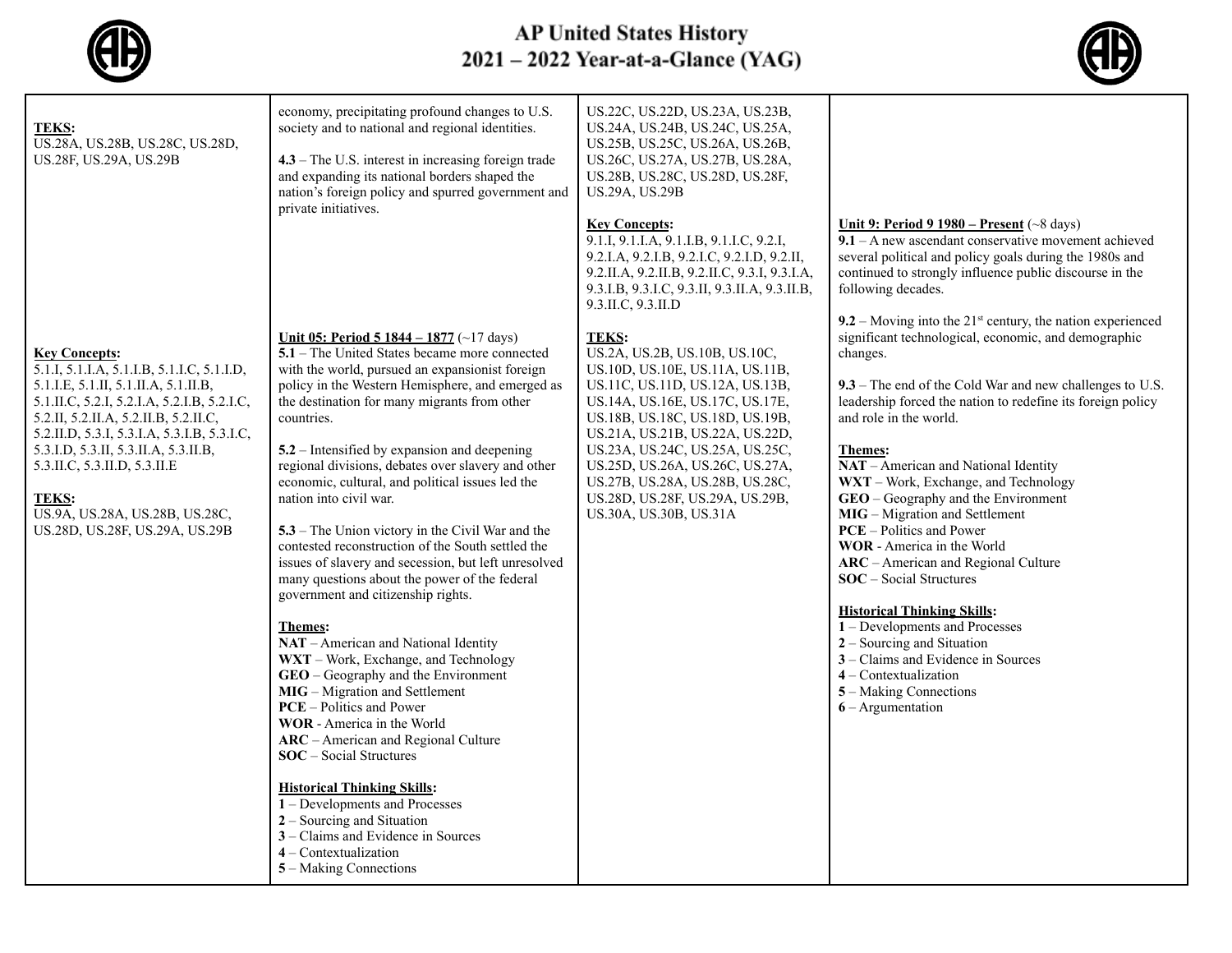# AP United States History
## 2021 – 2022 Year-at-a-Glance (YAG)

**TEKS:**
US.28A, US.28B, US.28C, US.28D, US.28F, US.29A, US.29B

**Key Concepts:**
5.1.I, 5.1.I.A, 5.1.I.B, 5.1.I.C, 5.1.I.D, 5.1.I.E, 5.1.II, 5.1.II.A, 5.1.II.B, 5.1.II.C, 5.2.I, 5.2.I.A, 5.2.I.B, 5.2.I.C, 5.2.II, 5.2.II.A, 5.2.II.B, 5.2.II.C, 5.2.II.D, 5.3.I, 5.3.I.A, 5.3.I.B, 5.3.I.C, 5.3.I.D, 5.3.II, 5.3.II.A, 5.3.II.B, 5.3.II.C, 5.3.II.D, 5.3.II.E

**TEKS:**
US.9A, US.28A, US.28B, US.28C, US.28D, US.28F, US.29A, US.29B

economy, precipitating profound changes to U.S. society and to national and regional identities.

**4.3** – The U.S. interest in increasing foreign trade and expanding its national borders shaped the nation's foreign policy and spurred government and private initiatives.

**Unit 05: Period 5 1844 – 1877** (~17 days)

**5.1** – The United States became more connected with the world, pursued an expansionist foreign policy in the Western Hemisphere, and emerged as the destination for many migrants from other countries.

**5.2** – Intensified by expansion and deepening regional divisions, debates over slavery and other economic, cultural, and political issues led the nation into civil war.

**5.3** – The Union victory in the Civil War and the contested reconstruction of the South settled the issues of slavery and secession, but left unresolved many questions about the power of the federal government and citizenship rights.

**Themes:**
- **NAT** – American and National Identity
- **WXT** – Work, Exchange, and Technology
- **GEO** – Geography and the Environment
- **MIG** – Migration and Settlement
- **PCE** – Politics and Power
- **WOR** - America in the World
- **ARC** – American and Regional Culture
- **SOC** – Social Structures

**Historical Thinking Skills:**
- **1** – Developments and Processes
- **2** – Sourcing and Situation
- **3** – Claims and Evidence in Sources
- **4** – Contextualization
- **5** – Making Connections

US.22C, US.22D, US.23A, US.23B, US.24A, US.24B, US.24C, US.25A, US.25B, US.25C, US.26A, US.26B, US.26C, US.27A, US.27B, US.28A, US.28B, US.28C, US.28D, US.28F, US.29A, US.29B

**Key Concepts:**
9.1.I, 9.1.I.A, 9.1.I.B, 9.1.I.C, 9.2.I, 9.2.I.A, 9.2.I.B, 9.2.I.C, 9.2.I.D, 9.2.II, 9.2.II.A, 9.2.II.B, 9.2.II.C, 9.3.I, 9.3.I.A, 9.3.I.B, 9.3.I.C, 9.3.II, 9.3.II.A, 9.3.II.B, 9.3.II.C, 9.3.II.D

**TEKS:**
US.2A, US.2B, US.10B, US.10C, US.10D, US.10E, US.11A, US.11B, US.11C, US.11D, US.12A, US.13B, US.14A, US.16E, US.17C, US.17E, US.18B, US.18C, US.18D, US.19B, US.21A, US.21B, US.22A, US.22D, US.23A, US.24C, US.25A, US.25C, US.25D, US.26A, US.26C, US.27A, US.27B, US.28A, US.28B, US.28C, US.28D, US.28F, US.29A, US.29B, US.30A, US.30B, US.31A

**Unit 9: Period 9 1980 – Present** (~8 days)

**9.1** – A new ascendant conservative movement achieved several political and policy goals during the 1980s and continued to strongly influence public discourse in the following decades.

**9.2** – Moving into the 21st century, the nation experienced significant technological, economic, and demographic changes.

**9.3** – The end of the Cold War and new challenges to U.S. leadership forced the nation to redefine its foreign policy and role in the world.

**Themes:**
- **NAT** – American and National Identity
- **WXT** – Work, Exchange, and Technology
- **GEO** – Geography and the Environment
- **MIG** – Migration and Settlement
- **PCE** – Politics and Power
- **WOR** - America in the World
- **ARC** – American and Regional Culture
- **SOC** – Social Structures

**Historical Thinking Skills:**
- **1** – Developments and Processes
- **2** – Sourcing and Situation
- **3** – Claims and Evidence in Sources
- **4** – Contextualization
- **5** – Making Connections
- **6** – Argumentation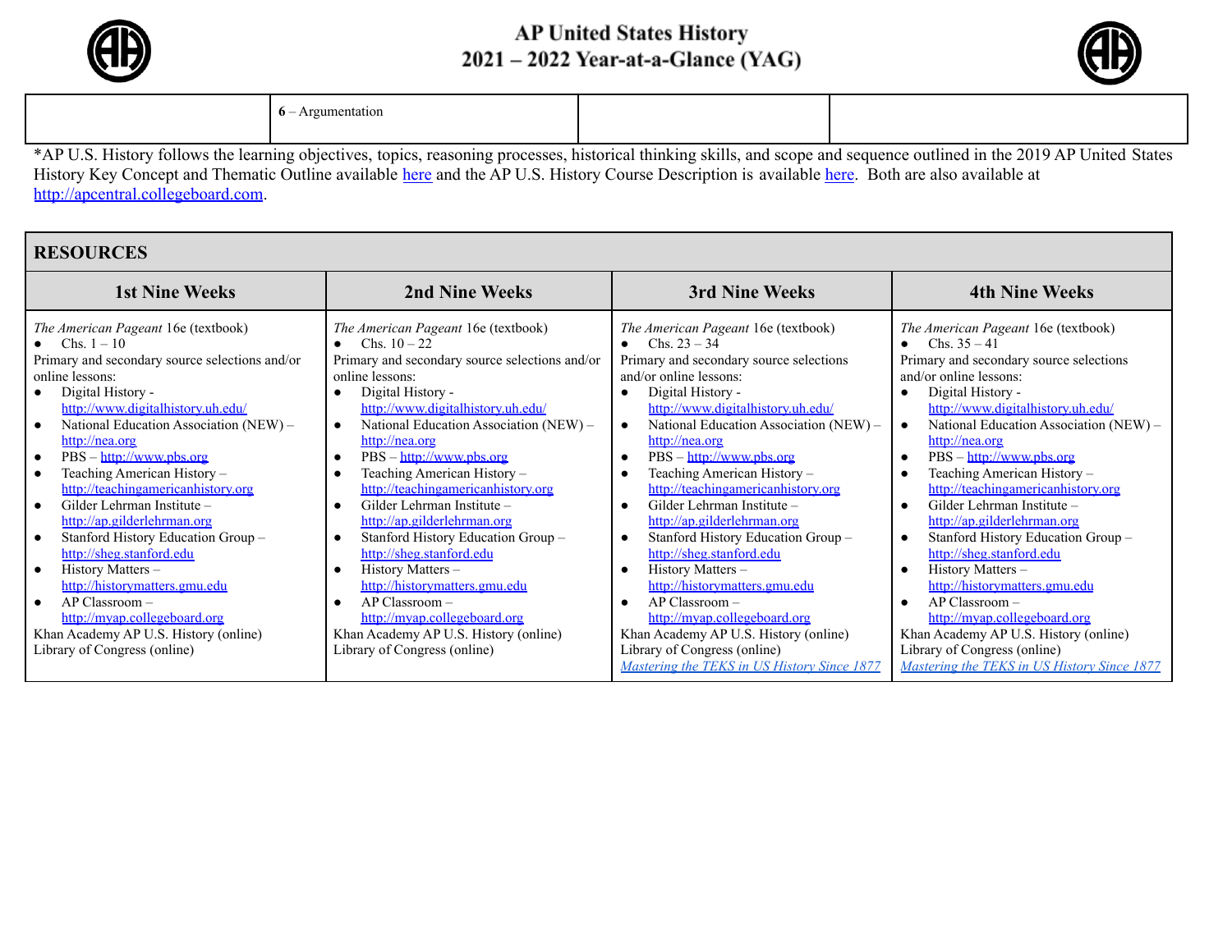| | 6 – Argumentation | | |
|---|---|---|---|

*AP U.S. History follows the learning objectives, topics, reasoning processes, historical thinking skills, and scope and sequence outlined in the 2019 AP United States History Key Concept and Thematic Outline available here and the AP U.S. History Course Description is available here. Both are also available at http://apcentral.collegeboard.com.

| RESOURCES | | | |
|---|---|---|---|
| **1st Nine Weeks** | **2nd Nine Weeks** | **3rd Nine Weeks** | **4th Nine Weeks** |
| *The American Pageant* 16e (textbook)<br>● Chs. 1 – 10<br>Primary and secondary source selections and/or online lessons:<br>● Digital History - http://www.digitalhistory.uh.edu/<br>● National Education Association (NEW) – http://nea.org<br>● PBS – http://www.pbs.org<br>● Teaching American History – http://teachingamericanhistory.org<br>● Gilder Lehrman Institute – http://ap.gilderlehrman.org<br>● Stanford History Education Group – http://sheg.stanford.edu<br>● History Matters – http://historymatters.gmu.edu<br>● AP Classroom – http://myap.collegeboard.org<br>Khan Academy AP U.S. History (online)<br>Library of Congress (online) | *The American Pageant* 16e (textbook)<br>● Chs. 10 – 22<br>Primary and secondary source selections and/or online lessons:<br>● Digital History - http://www.digitalhistory.uh.edu/<br>● National Education Association (NEW) – http://nea.org<br>● PBS – http://www.pbs.org<br>● Teaching American History – http://teachingamericanhistory.org<br>● Gilder Lehrman Institute – http://ap.gilderlehrman.org<br>● Stanford History Education Group – http://sheg.stanford.edu<br>● History Matters – http://historymatters.gmu.edu<br>● AP Classroom – http://myap.collegeboard.org<br>Khan Academy AP U.S. History (online)<br>Library of Congress (online) | *The American Pageant* 16e (textbook)<br>● Chs. 23 – 34<br>Primary and secondary source selections and/or online lessons:<br>● Digital History - http://www.digitalhistory.uh.edu/<br>● National Education Association (NEW) – http://nea.org<br>● PBS – http://www.pbs.org<br>● Teaching American History – http://teachingamericanhistory.org<br>● Gilder Lehrman Institute – http://ap.gilderlehrman.org<br>● Stanford History Education Group – http://sheg.stanford.edu<br>● History Matters – http://historymatters.gmu.edu<br>● AP Classroom – http://myap.collegeboard.org<br>Khan Academy AP U.S. History (online)<br>Library of Congress (online)<br>*Mastering the TEKS in US History Since 1877* | *The American Pageant* 16e (textbook)<br>● Chs. 35 – 41<br>Primary and secondary source selections and/or online lessons:<br>● Digital History - http://www.digitalhistory.uh.edu/<br>● National Education Association (NEW) – http://nea.org<br>● PBS – http://www.pbs.org<br>● Teaching American History – http://teachingamericanhistory.org<br>● Gilder Lehrman Institute – http://ap.gilderlehrman.org<br>● Stanford History Education Group – http://sheg.stanford.edu<br>● History Matters – http://historymatters.gmu.edu<br>● AP Classroom – http://myap.collegeboard.org<br>Khan Academy AP U.S. History (online)<br>Library of Congress (online)<br>*Mastering the TEKS in US History Since 1877* |